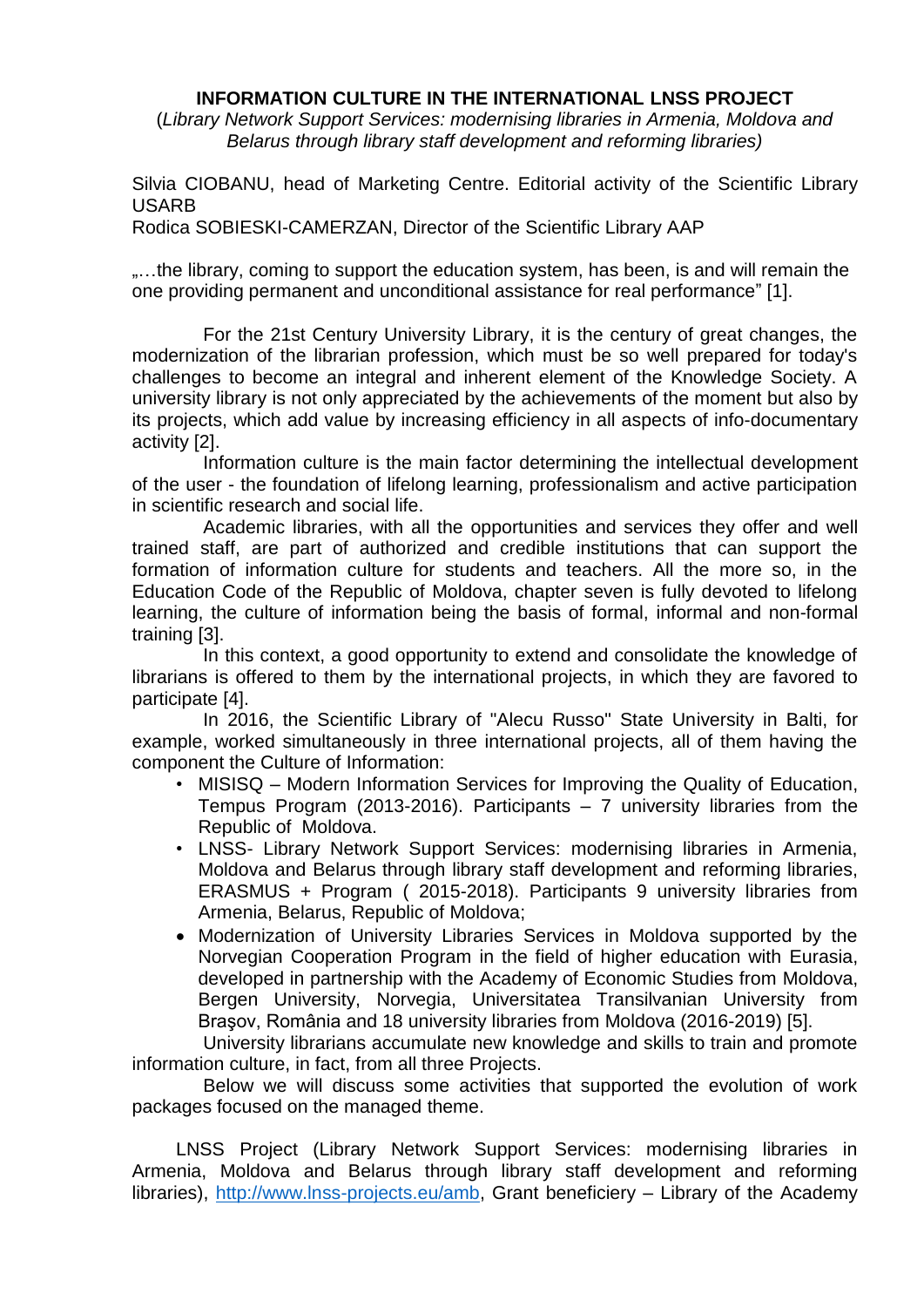# INFORMATION CULTURE IN THE INTERNATIONAL LNSS PROJECT

(*Library Network Support Services: modernising libraries in Armenia, Moldova and Belarus through library staff development and reforming libraries)*

Silvia CIOBANU, head of Marketing Centre. Editorial activity of the Scientific Library USARB

Rodica SOBIESKI-CAMERZAN, Director of the Scientific Library AAP

„…the library, coming to support the education system, has been, is and will remain the one providing permanent and unconditional assistance for real performance" [1].

For the 21st Century University Library, it is the century of great changes, the modernization of the librarian profession, which must be so well prepared for today's challenges to become an integral and inherent element of the Knowledge Society. A university library is not only appreciated by the achievements of the moment but also by its projects, which add value by increasing efficiency in all aspects of info-documentary activity [2].

Information culture is the main factor determining the intellectual development of the user - the foundation of lifelong learning, professionalism and active participation in scientific research and social life.

Academic libraries, with all the opportunities and services they offer and well trained staff, are part of authorized and credible institutions that can support the formation of information culture for students and teachers. All the more so, in the Education Code of the Republic of Moldova, chapter seven is fully devoted to lifelong learning, the culture of information being the basis of formal, informal and non-formal training [3].

In this context, a good opportunity to extend and consolidate the knowledge of librarians is offered to them by the international projects, in which they are favored to participate [4].

In 2016, the Scientific Library of "Alecu Russo" State University in Balti, for example, worked simultaneously in three international projects, all of them having the component the Culture of Information:

- MISISQ – Modern Information Services for Improving the Quality of Education, Tempus Program (2013-2016). Participants – 7 university libraries from the Republic of Moldova.
- LNSS- Library Network Support Services: modernising libraries in Armenia, Moldova and Belarus through library staff development and reforming libraries, ERASMUS + Program ( 2015-2018). Participants 9 university libraries from Armenia, Belarus, Republic of Moldova;
- Modernization of University Libraries Services in Moldova supported by the Norvegian Cooperation Program in the field of higher education with Eurasia, developed in partnership with the Academy of Economic Studies from Moldova, Bergen University, Norvegia, Universitatea Transilvanian University from Braşov, România and 18 university libraries from Moldova (2016-2019) [5].

University librarians accumulate new knowledge and skills to train and promote information culture, in fact, from all three Projects.

Below we will discuss some activities that supported the evolution of work packages focused on the managed theme.

LNSS Project (Library Network Support Services: modernising libraries in Armenia, Moldova and Belarus through library staff development and reforming libraries), http://www.lnss-projects.eu/amb, Grant beneficiery – Library of the Academy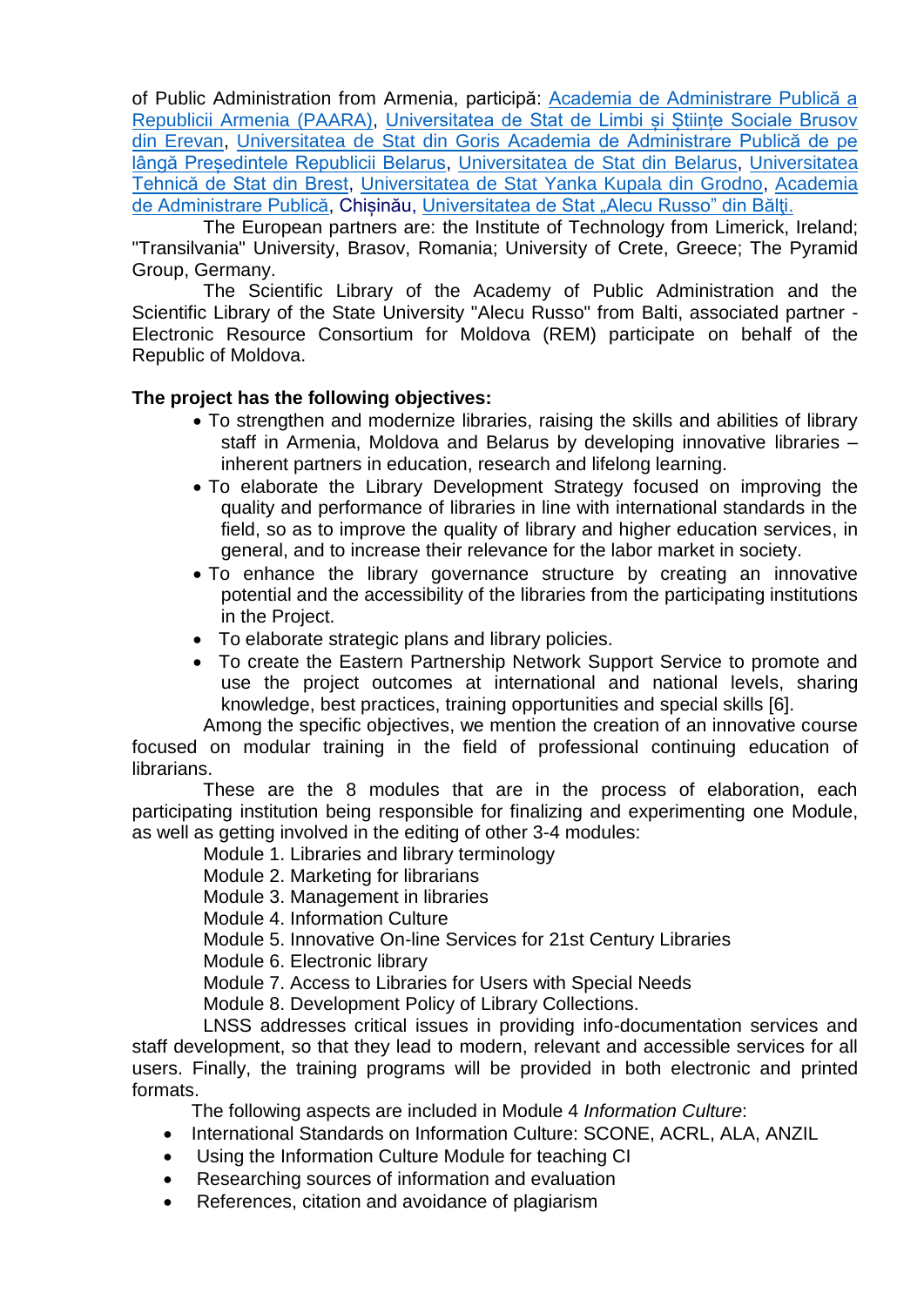of Public Administration from Armenia, participă: Academia de Administrare Publică a Republicii Armenia (PAARA), Universitatea de Stat de Limbi și Științe Sociale Brusov din Erevan, Universitatea de Stat din Goris Academia de Administrare Publică de pe lângă Președintele Republicii Belarus, Universitatea de Stat din Belarus, Universitatea Tehnică de Stat din Brest, Universitatea de Stat Yanka Kupala din Grodno, Academia de Administrare Publică, Chișinău, Universitatea de Stat „Alecu Russo" din Bălţi.

The European partners are: the Institute of Technology from Limerick, Ireland; "Transilvania" University, Brasov, Romania; University of Crete, Greece; The Pyramid Group, Germany.

The Scientific Library of the Academy of Public Administration and the Scientific Library of the State University "Alecu Russo" from Balti, associated partner - Electronic Resource Consortium for Moldova (REM) participate on behalf of the Republic of Moldova.

**The project has the following objectives:**

- To strengthen and modernize libraries, raising the skills and abilities of library staff in Armenia, Moldova and Belarus by developing innovative libraries – inherent partners in education, research and lifelong learning.
- To elaborate the Library Development Strategy focused on improving the quality and performance of libraries in line with international standards in the field, so as to improve the quality of library and higher education services, in general, and to increase their relevance for the labor market in society.
- To enhance the library governance structure by creating an innovative potential and the accessibility of the libraries from the participating institutions in the Project.
- To elaborate strategic plans and library policies.
- To create the Eastern Partnership Network Support Service to promote and use the project outcomes at international and national levels, sharing knowledge, best practices, training opportunities and special skills [6].

Among the specific objectives, we mention the creation of an innovative course focused on modular training in the field of professional continuing education of librarians.

These are the 8 modules that are in the process of elaboration, each participating institution being responsible for finalizing and experimenting one Module, as well as getting involved in the editing of other 3-4 modules:

Module 1. Libraries and library terminology
Module 2. Marketing for librarians
Module 3. Management in libraries
Module 4. Information Culture
Module 5. Innovative On-line Services for 21st Century Libraries
Module 6. Electronic library
Module 7. Access to Libraries for Users with Special Needs
Module 8. Development Policy of Library Collections.

LNSS addresses critical issues in providing info-documentation services and staff development, so that they lead to modern, relevant and accessible services for all users. Finally, the training programs will be provided in both electronic and printed formats.

The following aspects are included in Module 4 *Information Culture*:

- International Standards on Information Culture: SCONE, ACRL, ALA, ANZIL
- Using the Information Culture Module for teaching CI
- Researching sources of information and evaluation
- References, citation and avoidance of plagiarism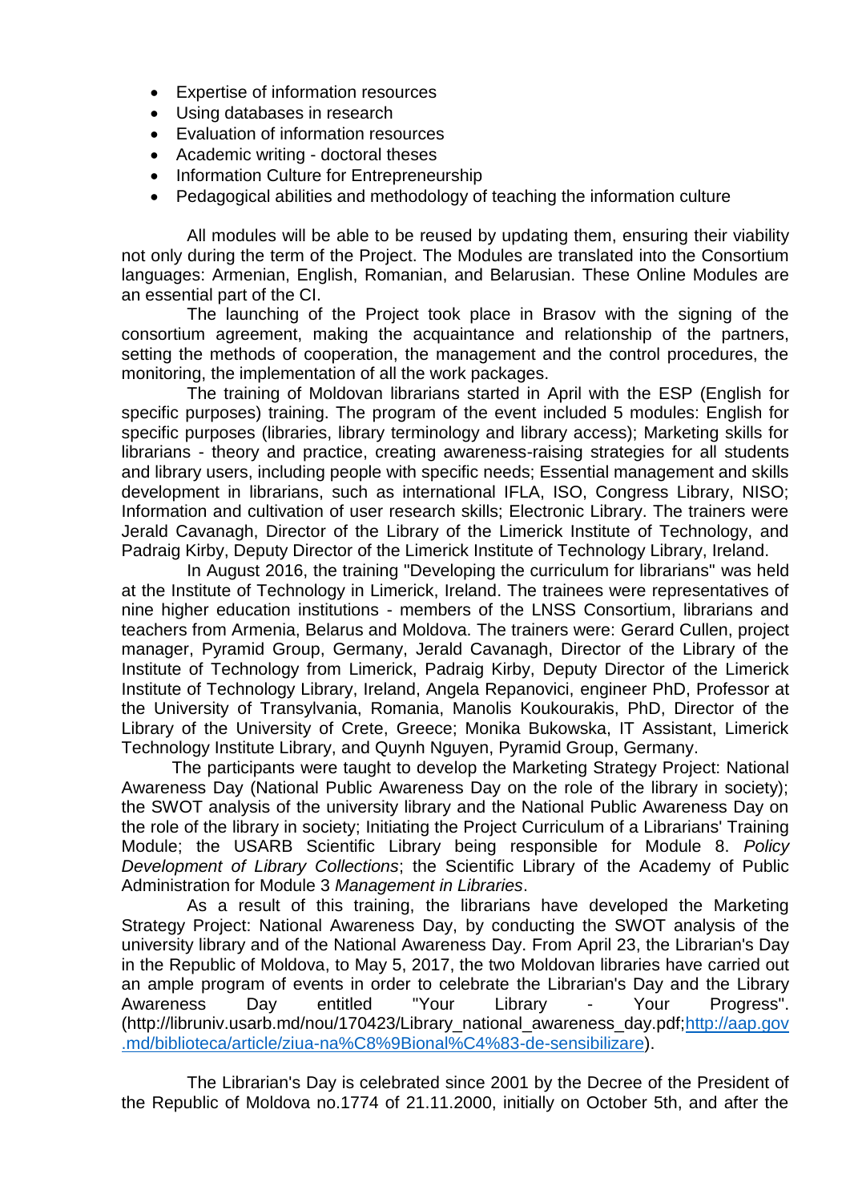- Expertise of information resources
- Using databases in research
- Evaluation of information resources
- Academic writing - doctoral theses
- Information Culture for Entrepreneurship
- Pedagogical abilities and methodology of teaching the information culture

All modules will be able to be reused by updating them, ensuring their viability not only during the term of the Project. The Modules are translated into the Consortium languages: Armenian, English, Romanian, and Belarusian. These Online Modules are an essential part of the CI.

The launching of the Project took place in Brasov with the signing of the consortium agreement, making the acquaintance and relationship of the partners, setting the methods of cooperation, the management and the control procedures, the monitoring, the implementation of all the work packages.

The training of Moldovan librarians started in April with the ESP (English for specific purposes) training. The program of the event included 5 modules: English for specific purposes (libraries, library terminology and library access); Marketing skills for librarians - theory and practice, creating awareness-raising strategies for all students and library users, including people with specific needs; Essential management and skills development in librarians, such as international IFLA, ISO, Congress Library, NISO; Information and cultivation of user research skills; Electronic Library. The trainers were Jerald Cavanagh, Director of the Library of the Limerick Institute of Technology, and Padraig Kirby, Deputy Director of the Limerick Institute of Technology Library, Ireland.

In August 2016, the training "Developing the curriculum for librarians" was held at the Institute of Technology in Limerick, Ireland. The trainees were representatives of nine higher education institutions - members of the LNSS Consortium, librarians and teachers from Armenia, Belarus and Moldova. The trainers were: Gerard Cullen, project manager, Pyramid Group, Germany, Jerald Cavanagh, Director of the Library of the Institute of Technology from Limerick, Padraig Kirby, Deputy Director of the Limerick Institute of Technology Library, Ireland, Angela Repanovici, engineer PhD, Professor at the University of Transylvania, Romania, Manolis Koukourakis, PhD, Director of the Library of the University of Crete, Greece; Monika Bukowska, IT Assistant, Limerick Technology Institute Library, and Quynh Nguyen, Pyramid Group, Germany.

The participants were taught to develop the Marketing Strategy Project: National Awareness Day (National Public Awareness Day on the role of the library in society); the SWOT analysis of the university library and the National Public Awareness Day on the role of the library in society; Initiating the Project Curriculum of a Librarians' Training Module; the USARB Scientific Library being responsible for Module 8. *Policy Development of Library Collections*; the Scientific Library of the Academy of Public Administration for Module 3 *Management in Libraries*.

As a result of this training, the librarians have developed the Marketing Strategy Project: National Awareness Day, by conducting the SWOT analysis of the university library and of the National Awareness Day. From April 23, the Librarian's Day in the Republic of Moldova, to May 5, 2017, the two Moldovan libraries have carried out an ample program of events in order to celebrate the Librarian's Day and the Library Awareness Day entitled "Your Library - Your Progress". (http://libruniv.usarb.md/nou/170423/Library_national_awareness_day.pdf;http://aap.gov.md/biblioteca/article/ziua-na%C8%9Bional%C4%83-de-sensibilizare).

The Librarian's Day is celebrated since 2001 by the Decree of the President of the Republic of Moldova no.1774 of 21.11.2000, initially on October 5th, and after the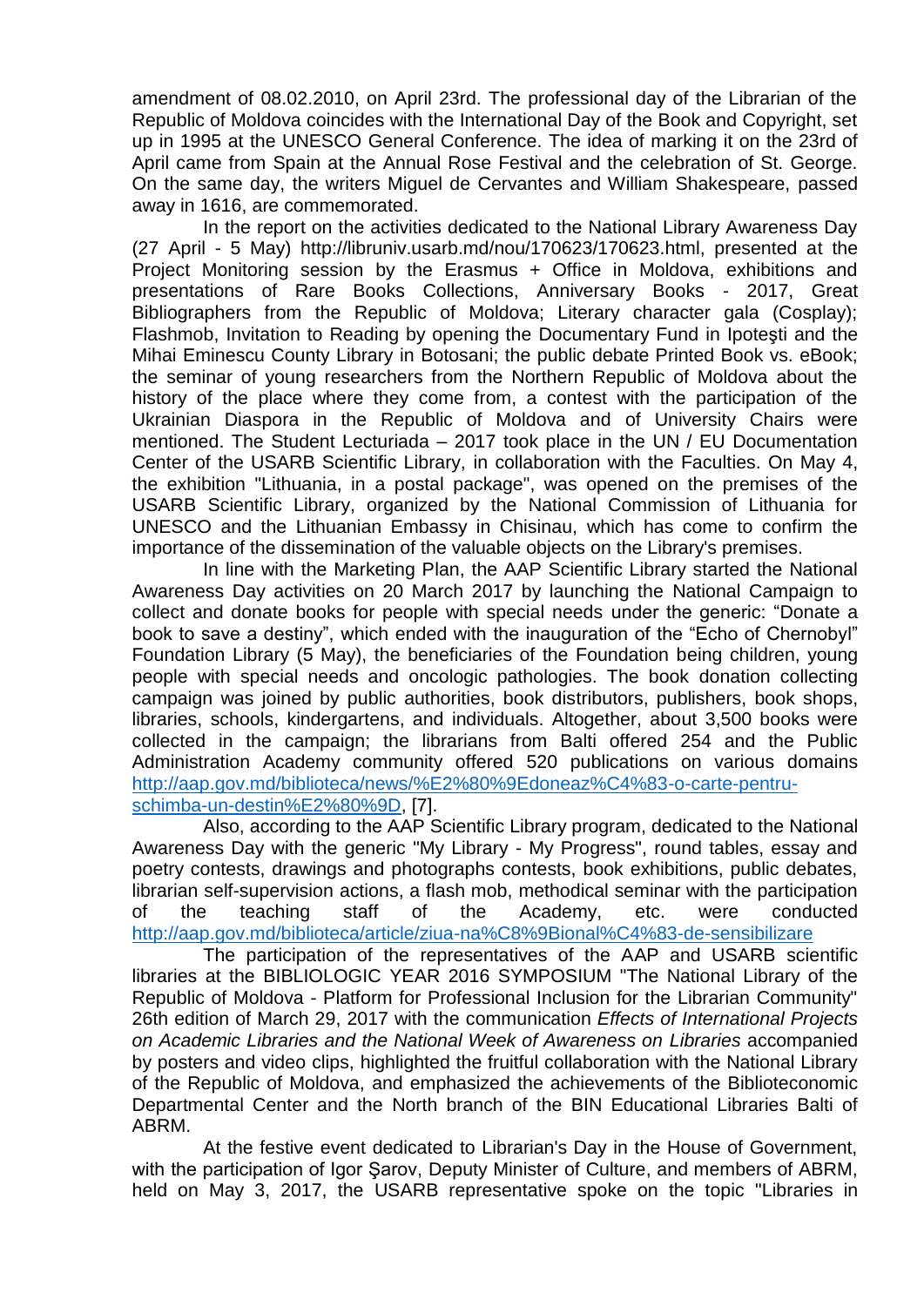amendment of 08.02.2010, on April 23rd. The professional day of the Librarian of the Republic of Moldova coincides with the International Day of the Book and Copyright, set up in 1995 at the UNESCO General Conference. The idea of marking it on the 23rd of April came from Spain at the Annual Rose Festival and the celebration of St. George. On the same day, the writers Miguel de Cervantes and William Shakespeare, passed away in 1616, are commemorated.

In the report on the activities dedicated to the National Library Awareness Day (27 April - 5 May) http://libruniv.usarb.md/nou/170623/170623.html, presented at the Project Monitoring session by the Erasmus + Office in Moldova, exhibitions and presentations of Rare Books Collections, Anniversary Books - 2017, Great Bibliographers from the Republic of Moldova; Literary character gala (Cosplay); Flashmob, Invitation to Reading by opening the Documentary Fund in Ipoteşti and the Mihai Eminescu County Library in Botosani; the public debate Printed Book vs. eBook; the seminar of young researchers from the Northern Republic of Moldova about the history of the place where they come from, a contest with the participation of the Ukrainian Diaspora in the Republic of Moldova and of University Chairs were mentioned. The Student Lecturiada – 2017 took place in the UN / EU Documentation Center of the USARB Scientific Library, in collaboration with the Faculties. On May 4, the exhibition "Lithuania, in a postal package", was opened on the premises of the USARB Scientific Library, organized by the National Commission of Lithuania for UNESCO and the Lithuanian Embassy in Chisinau, which has come to confirm the importance of the dissemination of the valuable objects on the Library's premises.

In line with the Marketing Plan, the AAP Scientific Library started the National Awareness Day activities on 20 March 2017 by launching the National Campaign to collect and donate books for people with special needs under the generic: "Donate a book to save a destiny", which ended with the inauguration of the "Echo of Chernobyl" Foundation Library (5 May), the beneficiaries of the Foundation being children, young people with special needs and oncologic pathologies. The book donation collecting campaign was joined by public authorities, book distributors, publishers, book shops, libraries, schools, kindergartens, and individuals. Altogether, about 3,500 books were collected in the campaign; the librarians from Balti offered 254 and the Public Administration Academy community offered 520 publications on various domains http://aap.gov.md/biblioteca/news/%E2%80%9Edoneaz%C4%83-o-carte-pentru-schimba-un-destin%E2%80%9D, [7].

Also, according to the AAP Scientific Library program, dedicated to the National Awareness Day with the generic "My Library - My Progress", round tables, essay and poetry contests, drawings and photographs contests, book exhibitions, public debates, librarian self-supervision actions, a flash mob, methodical seminar with the participation of the teaching staff of the Academy, etc. were conducted http://aap.gov.md/biblioteca/article/ziua-na%C8%9Bional%C4%83-de-sensibilizare

The participation of the representatives of the AAP and USARB scientific libraries at the BIBLIOLOGIC YEAR 2016 SYMPOSIUM "The National Library of the Republic of Moldova - Platform for Professional Inclusion for the Librarian Community" 26th edition of March 29, 2017 with the communication *Effects of International Projects on Academic Libraries and the National Week of Awareness on Libraries* accompanied by posters and video clips, highlighted the fruitful collaboration with the National Library of the Republic of Moldova, and emphasized the achievements of the Biblioteconomic Departmental Center and the North branch of the BIN Educational Libraries Balti of ABRM.

At the festive event dedicated to Librarian's Day in the House of Government, with the participation of Igor Şarov, Deputy Minister of Culture, and members of ABRM, held on May 3, 2017, the USARB representative spoke on the topic "Libraries in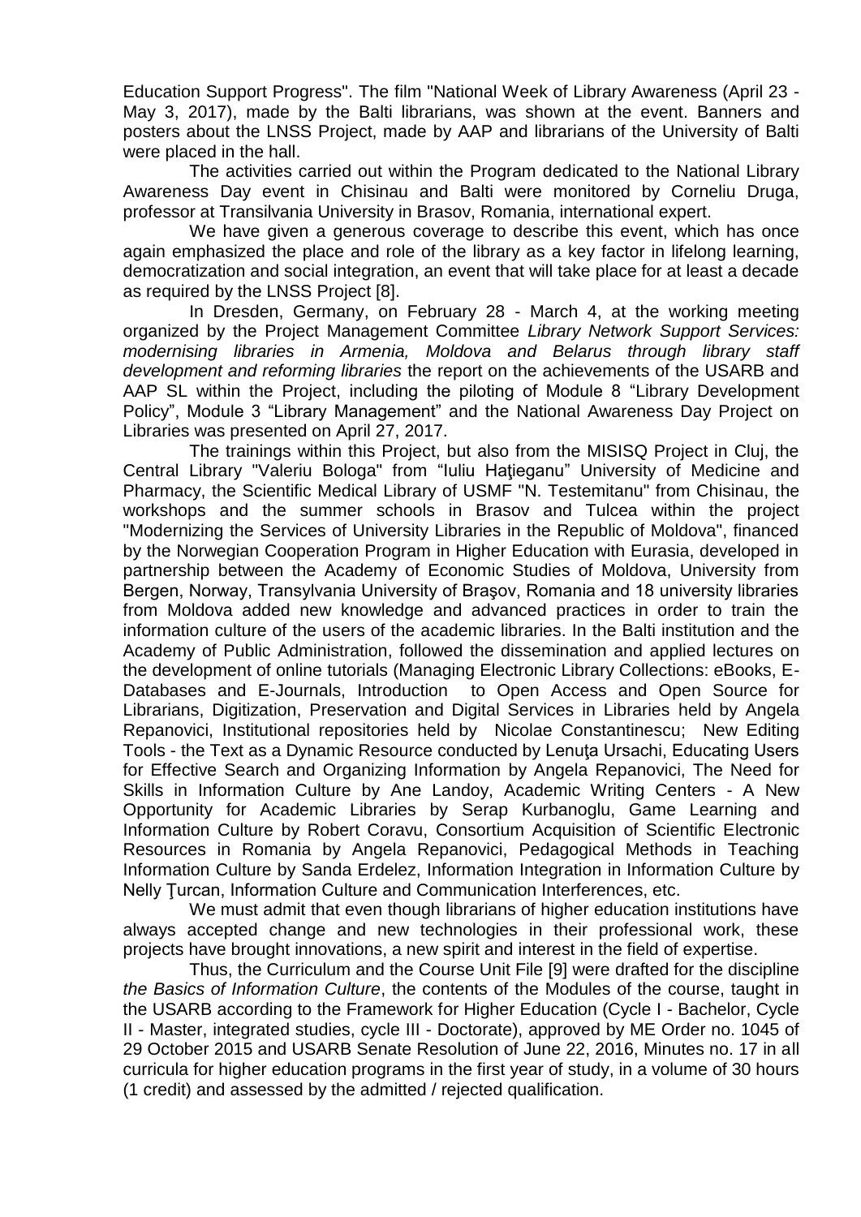Education Support Progress". The film "National Week of Library Awareness (April 23 - May 3, 2017), made by the Balti librarians, was shown at the event. Banners and posters about the LNSS Project, made by AAP and librarians of the University of Balti were placed in the hall.

The activities carried out within the Program dedicated to the National Library Awareness Day event in Chisinau and Balti were monitored by Corneliu Druga, professor at Transilvania University in Brasov, Romania, international expert.

We have given a generous coverage to describe this event, which has once again emphasized the place and role of the library as a key factor in lifelong learning, democratization and social integration, an event that will take place for at least a decade as required by the LNSS Project [8].

In Dresden, Germany, on February 28 - March 4, at the working meeting organized by the Project Management Committee *Library Network Support Services: modernising libraries in Armenia, Moldova and Belarus through library staff development and reforming libraries* the report on the achievements of the USARB and AAP SL within the Project, including the piloting of Module 8 "Library Development Policy", Module 3 "Library Management" and the National Awareness Day Project on Libraries was presented on April 27, 2017.

The trainings within this Project, but also from the MISISQ Project in Cluj, the Central Library "Valeriu Bologa" from "Iuliu Haţieganu" University of Medicine and Pharmacy, the Scientific Medical Library of USMF "N. Testemitanu" from Chisinau, the workshops and the summer schools in Brasov and Tulcea within the project "Modernizing the Services of University Libraries in the Republic of Moldova", financed by the Norwegian Cooperation Program in Higher Education with Eurasia, developed in partnership between the Academy of Economic Studies of Moldova, University from Bergen, Norway, Transylvania University of Braşov, Romania and 18 university libraries from Moldova added new knowledge and advanced practices in order to train the information culture of the users of the academic libraries. In the Balti institution and the Academy of Public Administration, followed the dissemination and applied lectures on the development of online tutorials (Managing Electronic Library Collections: eBooks, E-Databases and E-Journals, Introduction to Open Access and Open Source for Librarians, Digitization, Preservation and Digital Services in Libraries held by Angela Repanovici, Institutional repositories held by Nicolae Constantinescu; New Editing Tools - the Text as a Dynamic Resource conducted by Lenuţa Ursachi, Educating Users for Effective Search and Organizing Information by Angela Repanovici, The Need for Skills in Information Culture by Ane Landoy, Academic Writing Centers - A New Opportunity for Academic Libraries by Serap Kurbanoglu, Game Learning and Information Culture by Robert Coravu, Consortium Acquisition of Scientific Electronic Resources in Romania by Angela Repanovici, Pedagogical Methods in Teaching Information Culture by Sanda Erdelez, Information Integration in Information Culture by Nelly Ţurcan, Information Culture and Communication Interferences, etc.

We must admit that even though librarians of higher education institutions have always accepted change and new technologies in their professional work, these projects have brought innovations, a new spirit and interest in the field of expertise.

Thus, the Curriculum and the Course Unit File [9] were drafted for the discipline *the Basics of Information Culture*, the contents of the Modules of the course, taught in the USARB according to the Framework for Higher Education (Cycle I - Bachelor, Cycle II - Master, integrated studies, cycle III - Doctorate), approved by ME Order no. 1045 of 29 October 2015 and USARB Senate Resolution of June 22, 2016, Minutes no. 17 in all curricula for higher education programs in the first year of study, in a volume of 30 hours (1 credit) and assessed by the admitted / rejected qualification.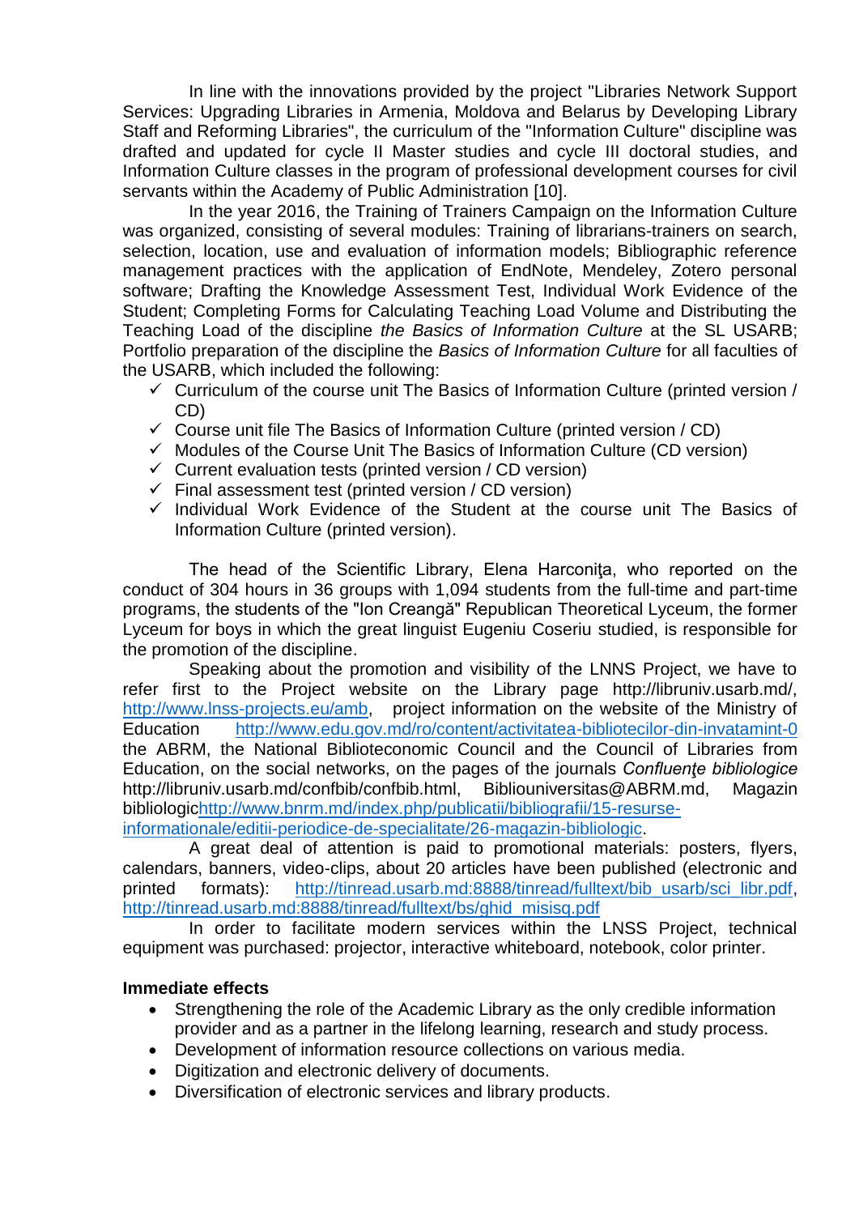In line with the innovations provided by the project "Libraries Network Support Services: Upgrading Libraries in Armenia, Moldova and Belarus by Developing Library Staff and Reforming Libraries", the curriculum of the "Information Culture" discipline was drafted and updated for cycle II Master studies and cycle III doctoral studies, and Information Culture classes in the program of professional development courses for civil servants within the Academy of Public Administration [10].

In the year 2016, the Training of Trainers Campaign on the Information Culture was organized, consisting of several modules: Training of librarians-trainers on search, selection, location, use and evaluation of information models; Bibliographic reference management practices with the application of EndNote, Mendeley, Zotero personal software; Drafting the Knowledge Assessment Test, Individual Work Evidence of the Student; Completing Forms for Calculating Teaching Load Volume and Distributing the Teaching Load of the discipline *the Basics of Information Culture* at the SL USARB; Portfolio preparation of the discipline the *Basics of Information Culture* for all faculties of the USARB, which included the following:

- ✓ Curriculum of the course unit The Basics of Information Culture (printed version / CD)
- ✓ Course unit file The Basics of Information Culture (printed version / CD)
- ✓ Modules of the Course Unit The Basics of Information Culture (CD version)
- ✓ Current evaluation tests (printed version / CD version)
- ✓ Final assessment test (printed version / CD version)
- ✓ Individual Work Evidence of the Student at the course unit The Basics of Information Culture (printed version).

The head of the Scientific Library, Elena Harconiţa, who reported on the conduct of 304 hours in 36 groups with 1,094 students from the full-time and part-time programs, the students of the "Ion Creangă" Republican Theoretical Lyceum, the former Lyceum for boys in which the great linguist Eugeniu Coseriu studied, is responsible for the promotion of the discipline.

Speaking about the promotion and visibility of the LNNS Project, we have to refer first to the Project website on the Library page http://libruniv.usarb.md/, http://www.lnss-projects.eu/amb, project information on the website of the Ministry of Education http://www.edu.gov.md/ro/content/activitatea-bibliotecilor-din-invatamint-0 the ABRM, the National Biblioteconomic Council and the Council of Libraries from Education, on the social networks, on the pages of the journals *Confluenţe bibliologice* http://libruniv.usarb.md/confbib/confbib.html, Bibliouniversitas@ABRM.md, Magazin bibliologichttp://www.bnrm.md/index.php/publicatii/bibliografii/15-resurse-informationale/editii-periodice-de-specialitate/26-magazin-bibliologic.

A great deal of attention is paid to promotional materials: posters, flyers, calendars, banners, video-clips, about 20 articles have been published (electronic and printed formats): http://tinread.usarb.md:8888/tinread/fulltext/bib_usarb/sci_libr.pdf, http://tinread.usarb.md:8888/tinread/fulltext/bs/ghid_misisq.pdf

In order to facilitate modern services within the LNSS Project, technical equipment was purchased: projector, interactive whiteboard, notebook, color printer.

**Immediate effects**

- Strengthening the role of the Academic Library as the only credible information provider and as a partner in the lifelong learning, research and study process.
- Development of information resource collections on various media.
- Digitization and electronic delivery of documents.
- Diversification of electronic services and library products.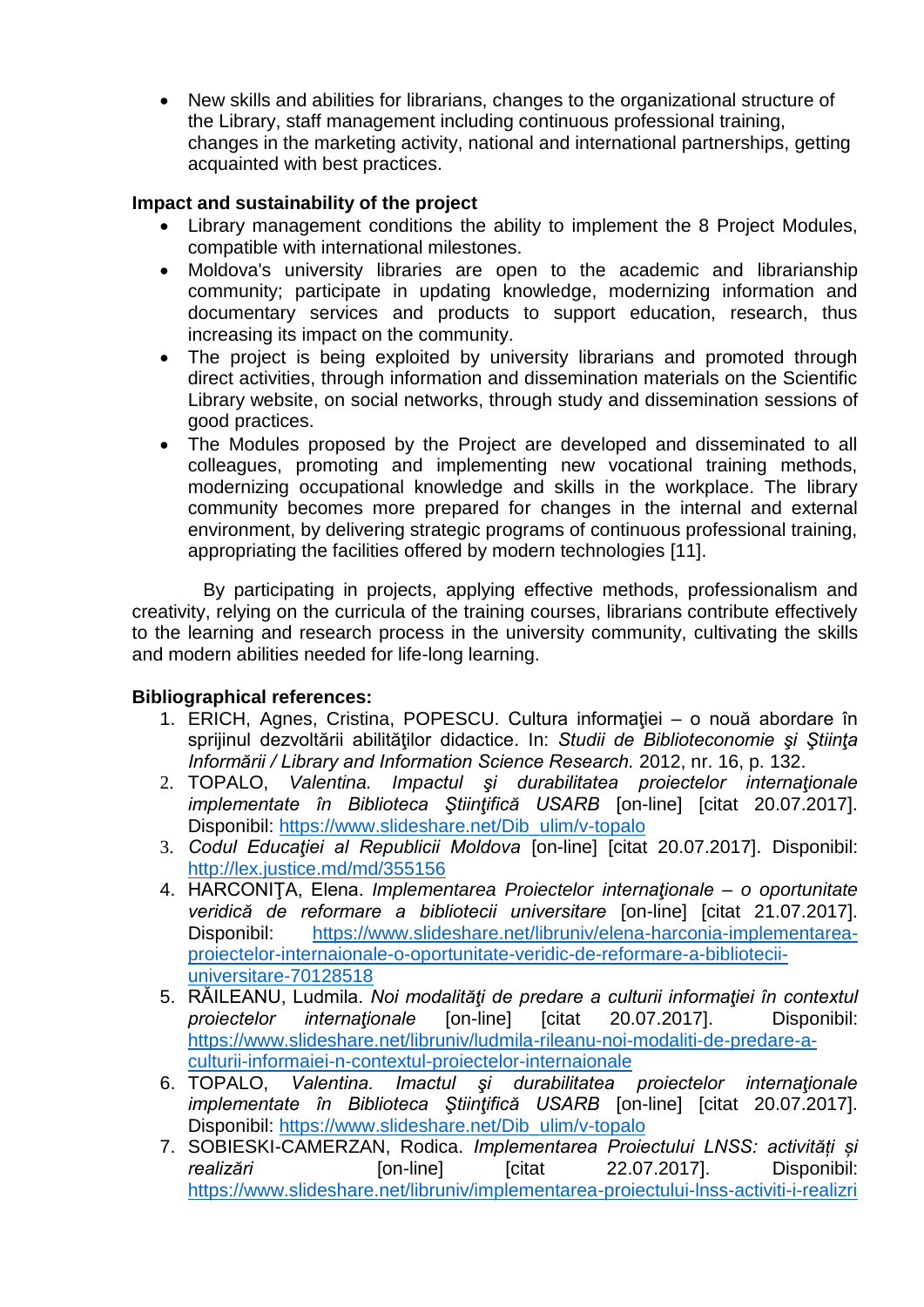- New skills and abilities for librarians, changes to the organizational structure of the Library, staff management including continuous professional training, changes in the marketing activity, national and international partnerships, getting acquainted with best practices.

**Impact and sustainability of the project**

- Library management conditions the ability to implement the 8 Project Modules, compatible with international milestones.
- Moldova's university libraries are open to the academic and librarianship community; participate in updating knowledge, modernizing information and documentary services and products to support education, research, thus increasing its impact on the community.
- The project is being exploited by university librarians and promoted through direct activities, through information and dissemination materials on the Scientific Library website, on social networks, through study and dissemination sessions of good practices.
- The Modules proposed by the Project are developed and disseminated to all colleagues, promoting and implementing new vocational training methods, modernizing occupational knowledge and skills in the workplace. The library community becomes more prepared for changes in the internal and external environment, by delivering strategic programs of continuous professional training, appropriating the facilities offered by modern technologies [11].

By participating in projects, applying effective methods, professionalism and creativity, relying on the curricula of the training courses, librarians contribute effectively to the learning and research process in the university community, cultivating the skills and modern abilities needed for life-long learning.

**Bibliographical references:**

1. ERICH, Agnes, Cristina, POPESCU. Cultura informaţiei – o nouă abordare în sprijinul dezvoltării abilităţilor didactice. In: *Studii de Biblioteconomie şi Ştiinţa Informării / Library and Information Science Research.* 2012, nr. 16, p. 132.
2. TOPALO, *Valentina. Impactul şi durabilitatea proiectelor internaţionale implementate în Biblioteca Ştiinţifică USARB* [on-line] [citat 20.07.2017]. Disponibil: https://www.slideshare.net/Dib_ulim/v-topalo
3. *Codul Educaţiei al Republicii Moldova* [on-line] [citat 20.07.2017]. Disponibil: http://lex.justice.md/md/355156
4. HARCONIŢA, Elena. *Implementarea Proiectelor internaţionale – o oportunitate veridică de reformare a bibliotecii universitare* [on-line] [citat 21.07.2017]. Disponibil: https://www.slideshare.net/libruniv/elena-harconia-implementarea-proiectelor-internaionale-o-oportunitate-veridic-de-reformare-a-bibliotecii-universitare-70128518
5. RĂILEANU, Ludmila. *Noi modalităţi de predare a culturii informaţiei în contextul proiectelor internaţionale* [on-line] [citat 20.07.2017]. Disponibil: https://www.slideshare.net/libruniv/ludmila-rileanu-noi-modaliti-de-predare-a-culturii-informaiei-n-contextul-proiectelor-internaionale
6. TOPALO, *Valentina. Imactul şi durabilitatea proiectelor internaţionale implementate în Biblioteca Ştiinţifică USARB* [on-line] [citat 20.07.2017]. Disponibil: https://www.slideshare.net/Dib_ulim/v-topalo
7. SOBIESKI-CAMERZAN, Rodica. *Implementarea Proiectului LNSS: activități și realizări* [on-line] [citat 22.07.2017]. Disponibil: https://www.slideshare.net/libruniv/implementarea-proiectului-lnss-activiti-i-realizri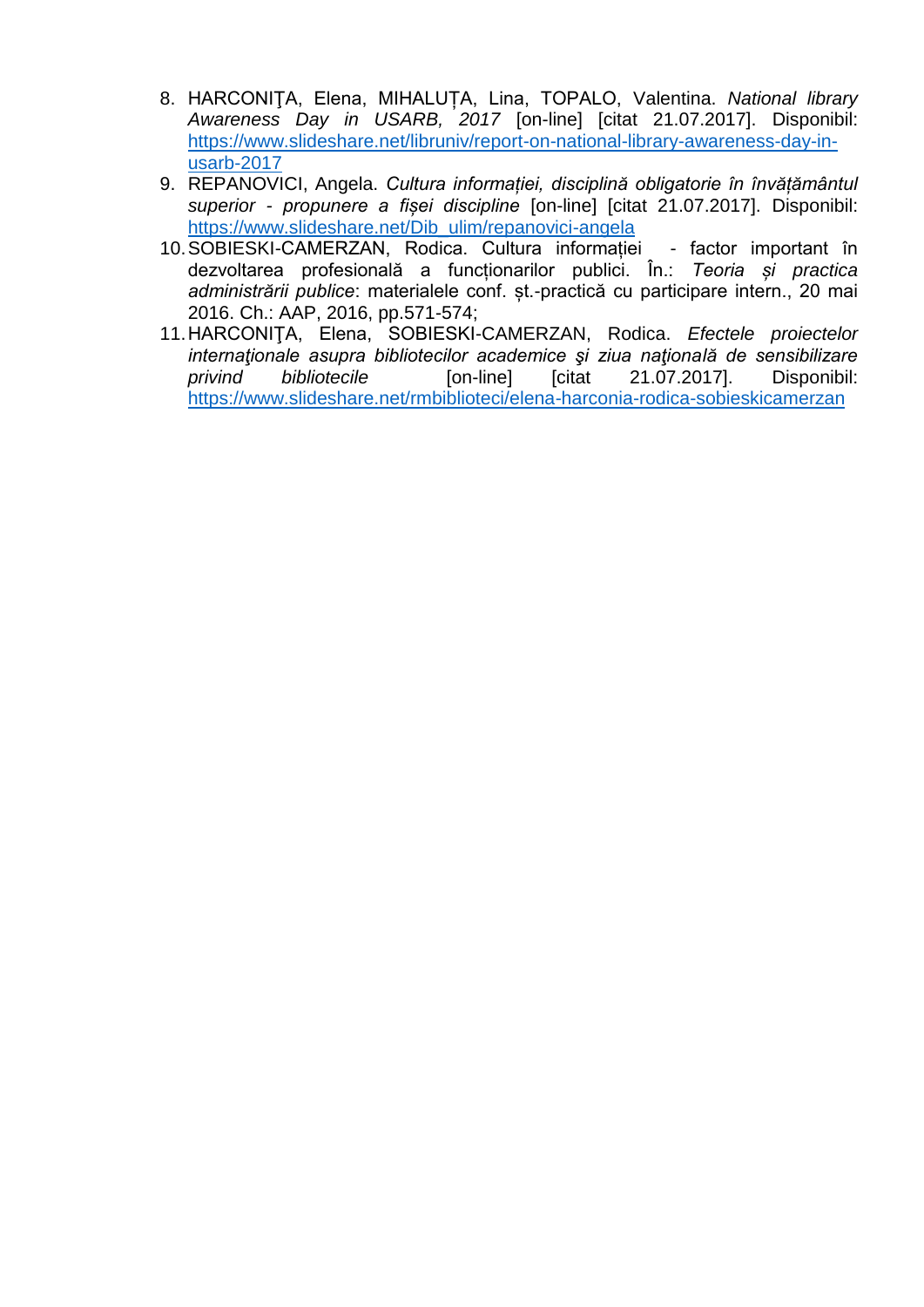8. HARCONIŢA, Elena, MIHALUȚA, Lina, TOPALO, Valentina. *National library Awareness Day in USARB, 2017* [on-line] [citat 21.07.2017]. Disponibil: https://www.slideshare.net/libruniv/report-on-national-library-awareness-day-in-usarb-2017
9. REPANOVICI, Angela. *Cultura informației, disciplină obligatorie în învățământul superior - propunere a fișei discipline* [on-line] [citat 21.07.2017]. Disponibil: https://www.slideshare.net/Dib_ulim/repanovici-angela
10. SOBIESKI-CAMERZAN, Rodica. Cultura informației - factor important în dezvoltarea profesională a funcționarilor publici. În.: *Teoria și practica administrării publice*: materialele conf. șt.-practică cu participare intern., 20 mai 2016. Ch.: AAP, 2016, pp.571-574;
11. HARCONIŢA, Elena, SOBIESKI-CAMERZAN, Rodica. *Efectele proiectelor internaţionale asupra bibliotecilor academice şi ziua naţională de sensibilizare privind bibliotecile* [on-line] [citat 21.07.2017]. Disponibil: https://www.slideshare.net/rmbiblioteci/elena-harconia-rodica-sobieskicamerzan